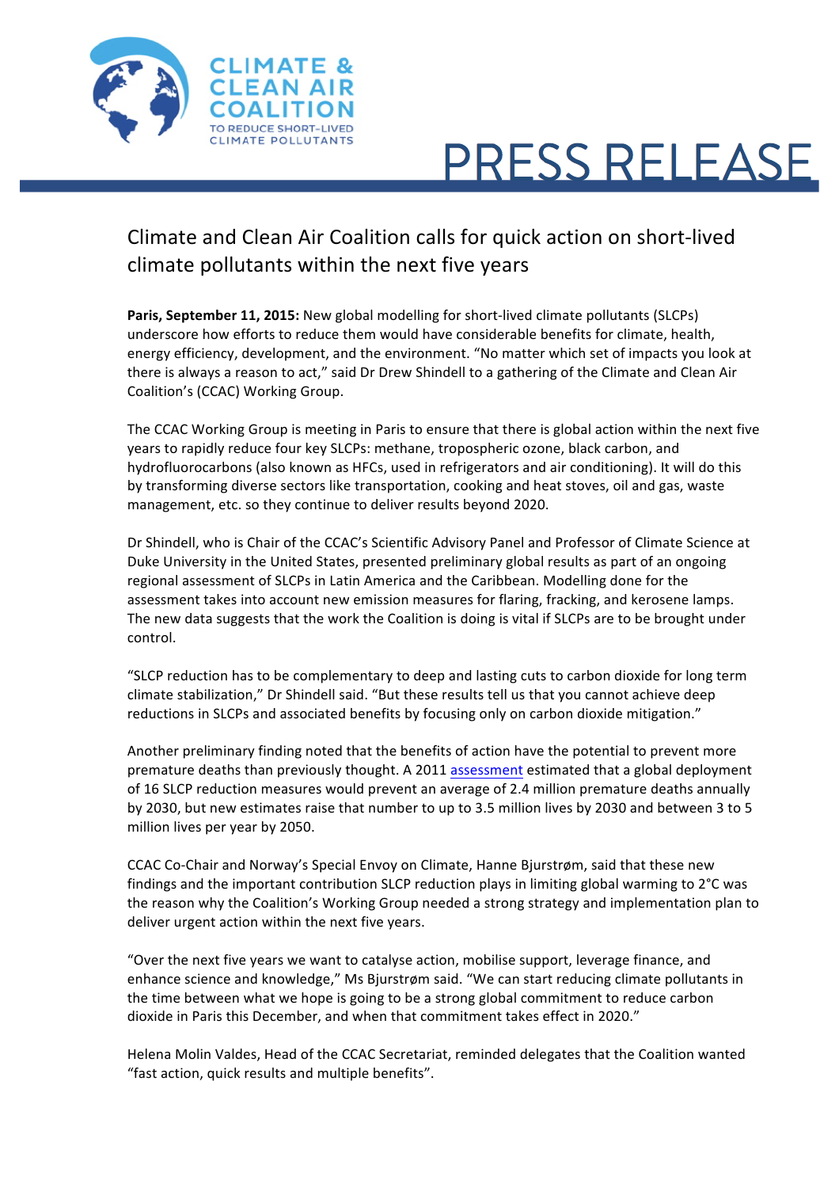CLIMATE & CLEAN AIR COALITION

TO REDUCE SHORT-LIVED CLIMATE POLLUTANTS

# PRESS RELEASE

## Climate and Clean Air Coalition calls for quick action on short-lived climate pollutants within the next five years

**Paris, September 11, 2015:** New global modelling for short-lived climate pollutants (SLCPs) underscore how efforts to reduce them would have considerable benefits for climate, health, energy efficiency, development, and the environment. "No matter which set of impacts you look at there is always a reason to act," said Dr Drew Shindell to a gathering of the Climate and Clean Air Coalition's (CCAC) Working Group.

The CCAC Working Group is meeting in Paris to ensure that there is global action within the next five years to rapidly reduce four key SLCPs: methane, tropospheric ozone, black carbon, and hydrofluorocarbons (also known as HFCs, used in refrigerators and air conditioning). It will do this by transforming diverse sectors like transportation, cooking and heat stoves, oil and gas, waste management, etc. so they continue to deliver results beyond 2020.

Dr Shindell, who is Chair of the CCAC's Scientific Advisory Panel and Professor of Climate Science at Duke University in the United States, presented preliminary global results as part of an ongoing regional assessment of SLCPs in Latin America and the Caribbean. Modelling done for the assessment takes into account new emission measures for flaring, fracking, and kerosene lamps. The new data suggests that the work the Coalition is doing is vital if SLCPs are to be brought under control.

"SLCP reduction has to be complementary to deep and lasting cuts to carbon dioxide for long term climate stabilization," Dr Shindell said. "But these results tell us that you cannot achieve deep reductions in SLCPs and associated benefits by focusing only on carbon dioxide mitigation."

Another preliminary finding noted that the benefits of action have the potential to prevent more premature deaths than previously thought. A 2011 assessment estimated that a global deployment of 16 SLCP reduction measures would prevent an average of 2.4 million premature deaths annually by 2030, but new estimates raise that number to up to 3.5 million lives by 2030 and between 3 to 5 million lives per year by 2050.

CCAC Co-Chair and Norway's Special Envoy on Climate, Hanne Bjurstrøm, said that these new findings and the important contribution SLCP reduction plays in limiting global warming to 2°C was the reason why the Coalition's Working Group needed a strong strategy and implementation plan to deliver urgent action within the next five years.

"Over the next five years we want to catalyse action, mobilise support, leverage finance, and enhance science and knowledge," Ms Bjurstrøm said. "We can start reducing climate pollutants in the time between what we hope is going to be a strong global commitment to reduce carbon dioxide in Paris this December, and when that commitment takes effect in 2020."

Helena Molin Valdes, Head of the CCAC Secretariat, reminded delegates that the Coalition wanted "fast action, quick results and multiple benefits".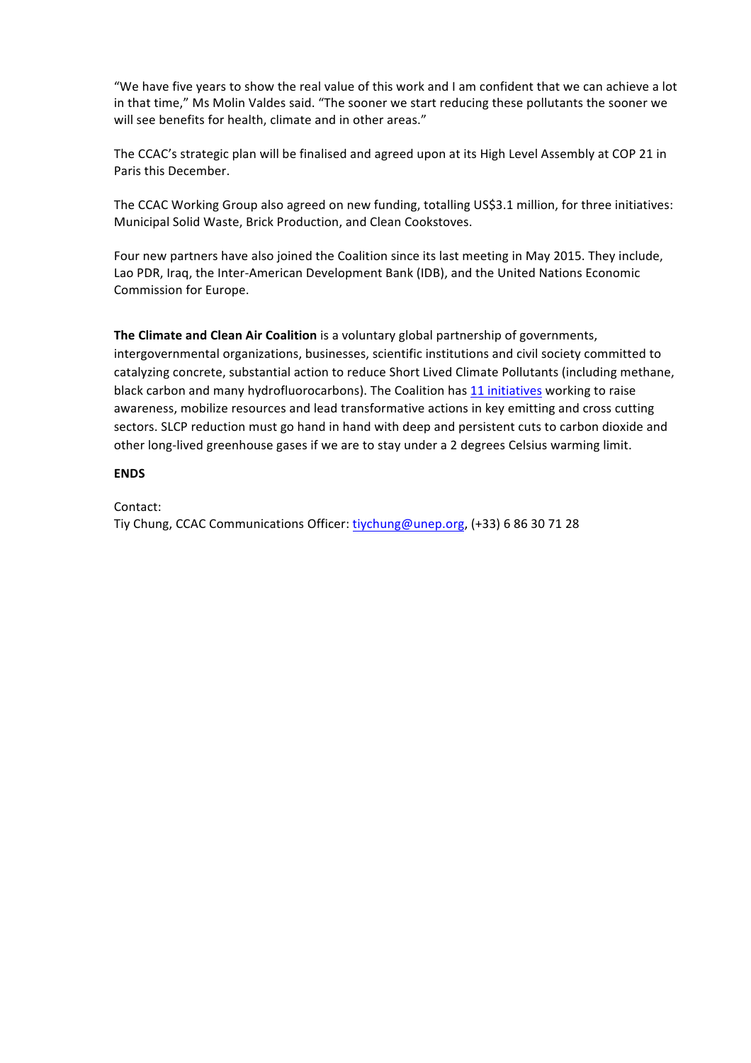"We have five years to show the real value of this work and I am confident that we can achieve a lot in that time," Ms Molin Valdes said. "The sooner we start reducing these pollutants the sooner we will see benefits for health, climate and in other areas."

The CCAC's strategic plan will be finalised and agreed upon at its High Level Assembly at COP 21 in Paris this December.

The CCAC Working Group also agreed on new funding, totalling US$3.1 million, for three initiatives: Municipal Solid Waste, Brick Production, and Clean Cookstoves.

Four new partners have also joined the Coalition since its last meeting in May 2015. They include, Lao PDR, Iraq, the Inter-American Development Bank (IDB), and the United Nations Economic Commission for Europe.

**The Climate and Clean Air Coalition** is a voluntary global partnership of governments, intergovernmental organizations, businesses, scientific institutions and civil society committed to catalyzing concrete, substantial action to reduce Short Lived Climate Pollutants (including methane, black carbon and many hydrofluorocarbons). The Coalition has 11 initiatives working to raise awareness, mobilize resources and lead transformative actions in key emitting and cross cutting sectors. SLCP reduction must go hand in hand with deep and persistent cuts to carbon dioxide and other long-lived greenhouse gases if we are to stay under a 2 degrees Celsius warming limit.

**ENDS**

Contact:
Tiy Chung, CCAC Communications Officer: tiychung@unep.org, (+33) 6 86 30 71 28